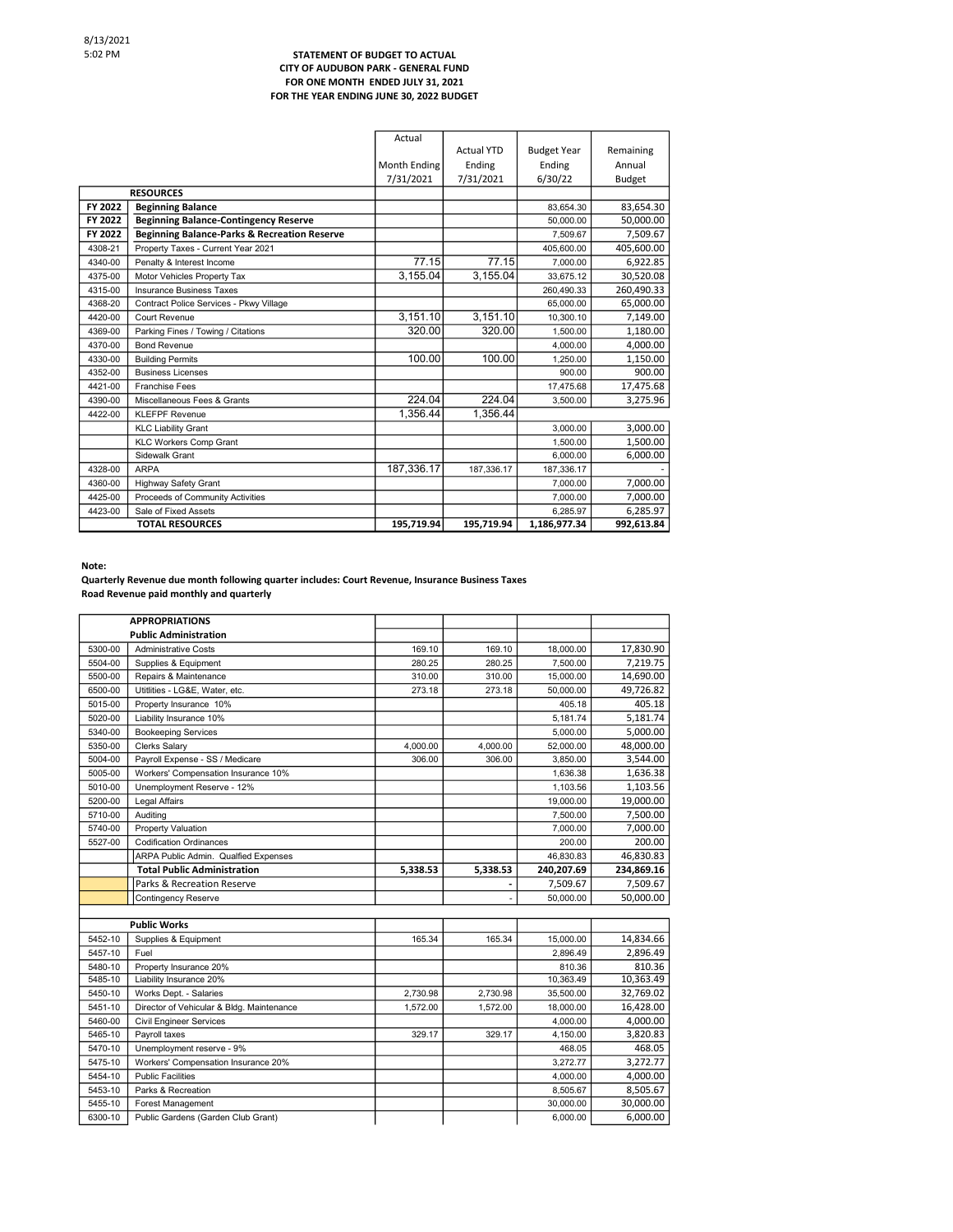8/13/2021
5:02 PM

**STATEMENT OF BUDGET TO ACTUAL**
**CITY OF AUDUBON PARK - GENERAL FUND**
**FOR ONE MONTH ENDED JULY 31, 2021**
**FOR THE YEAR ENDING JUNE 30, 2022 BUDGET**

| | | Actual Month Ending 7/31/2021 | Actual YTD Ending 7/31/2021 | Budget Year Ending 6/30/22 | Remaining Annual Budget |
|---|---|---|---|---|---|
| | **RESOURCES** | | | | |
| **FY 2022** | **Beginning Balance** | | | 83,654.30 | 83,654.30 |
| **FY 2022** | **Beginning Balance-Contingency Reserve** | | | 50,000.00 | 50,000.00 |
| **FY 2022** | **Beginning Balance-Parks & Recreation Reserve** | | | 7,509.67 | 7,509.67 |
| 4308-21 | Property Taxes - Current Year 2021 | | | 405,600.00 | 405,600.00 |
| 4340-00 | Penalty & Interest Income | 77.15 | 77.15 | 7,000.00 | 6,922.85 |
| 4375-00 | Motor Vehicles Property Tax | 3,155.04 | 3,155.04 | 33,675.12 | 30,520.08 |
| 4315-00 | Insurance Business Taxes | | | 260,490.33 | 260,490.33 |
| 4368-20 | Contract Police Services - Pkwy Village | | | 65,000.00 | 65,000.00 |
| 4420-00 | Court Revenue | 3,151.10 | 3,151.10 | 10,300.10 | 7,149.00 |
| 4369-00 | Parking Fines / Towing / Citations | 320.00 | 320.00 | 1,500.00 | 1,180.00 |
| 4370-00 | Bond Revenue | | | 4,000.00 | 4,000.00 |
| 4330-00 | Building Permits | 100.00 | 100.00 | 1,250.00 | 1,150.00 |
| 4352-00 | Business Licenses | | | 900.00 | 900.00 |
| 4421-00 | Franchise Fees | | | 17,475.68 | 17,475.68 |
| 4390-00 | Miscellaneous Fees & Grants | 224.04 | 224.04 | 3,500.00 | 3,275.96 |
| 4422-00 | KLEFPF Revenue | 1,356.44 | 1,356.44 | | |
| | KLC Liability Grant | | | 3,000.00 | 3,000.00 |
| | KLC Workers Comp Grant | | | 1,500.00 | 1,500.00 |
| | Sidewalk Grant | | | 6,000.00 | 6,000.00 |
| 4328-00 | ARPA | 187,336.17 | 187,336.17 | 187,336.17 | - |
| 4360-00 | Highway Safety Grant | | | 7,000.00 | 7,000.00 |
| 4425-00 | Proceeds of Community Activities | | | 7,000.00 | 7,000.00 |
| 4423-00 | Sale of Fixed Assets | | | 6,285.97 | 6,285.97 |
| | **TOTAL RESOURCES** | **195,719.94** | **195,719.94** | **1,186,977.34** | **992,613.84** |

**Note:**

**Quarterly Revenue due month following quarter includes: Court Revenue, Insurance Business Taxes**
**Road Revenue paid monthly and quarterly**

| | | | | | |
|---|---|---|---|---|---|
| | **APPROPRIATIONS** | | | | |
| | **Public Administration** | | | | |
| 5300-00 | Administrative Costs | 169.10 | 169.10 | 18,000.00 | 17,830.90 |
| 5504-00 | Supplies & Equipment | 280.25 | 280.25 | 7,500.00 | 7,219.75 |
| 5500-00 | Repairs & Maintenance | 310.00 | 310.00 | 15,000.00 | 14,690.00 |
| 6500-00 | Utitlities - LG&E, Water, etc. | 273.18 | 273.18 | 50,000.00 | 49,726.82 |
| 5015-00 | Property Insurance 10% | | | 405.18 | 405.18 |
| 5020-00 | Liability Insurance 10% | | | 5,181.74 | 5,181.74 |
| 5340-00 | Bookeeping Services | | | 5,000.00 | 5,000.00 |
| 5350-00 | Clerks Salary | 4,000.00 | 4,000.00 | 52,000.00 | 48,000.00 |
| 5004-00 | Payroll Expense - SS / Medicare | 306.00 | 306.00 | 3,850.00 | 3,544.00 |
| 5005-00 | Workers' Compensation Insurance 10% | | | 1,636.38 | 1,636.38 |
| 5010-00 | Unemployment Reserve - 12% | | | 1,103.56 | 1,103.56 |
| 5200-00 | Legal Affairs | | | 19,000.00 | 19,000.00 |
| 5710-00 | Auditing | | | 7,500.00 | 7,500.00 |
| 5740-00 | Property Valuation | | | 7,000.00 | 7,000.00 |
| 5527-00 | Codification Ordinances | | | 200.00 | 200.00 |
| | ARPA Public Admin. Qualfied Expenses | | | 46,830.83 | 46,830.83 |
| | **Total Public Administration** | **5,338.53** | **5,338.53** | **240,207.69** | **234,869.16** |
| | Parks & Recreation Reserve | | - | 7,509.67 | 7,509.67 |
| | Contingency Reserve | | - | 50,000.00 | 50,000.00 |
| | | | | | |
| | **Public Works** | | | | |
| 5452-10 | Supplies & Equipment | 165.34 | 165.34 | 15,000.00 | 14,834.66 |
| 5457-10 | Fuel | | | 2,896.49 | 2,896.49 |
| 5480-10 | Property Insurance 20% | | | 810.36 | 810.36 |
| 5485-10 | Liability Insurance 20% | | | 10,363.49 | 10,363.49 |
| 5450-10 | Works Dept. - Salaries | 2,730.98 | 2,730.98 | 35,500.00 | 32,769.02 |
| 5451-10 | Director of Vehicular & Bldg. Maintenance | 1,572.00 | 1,572.00 | 18,000.00 | 16,428.00 |
| 5460-00 | Civil Engineer Services | | | 4,000.00 | 4,000.00 |
| 5465-10 | Payroll taxes | 329.17 | 329.17 | 4,150.00 | 3,820.83 |
| 5470-10 | Unemployment reserve - 9% | | | 468.05 | 468.05 |
| 5475-10 | Workers' Compensation Insurance 20% | | | 3,272.77 | 3,272.77 |
| 5454-10 | Public Facilities | | | 4,000.00 | 4,000.00 |
| 5453-10 | Parks & Recreation | | | 8,505.67 | 8,505.67 |
| 5455-10 | Forest Management | | | 30,000.00 | 30,000.00 |
| 6300-10 | Public Gardens (Garden Club Grant) | | | 6,000.00 | 6,000.00 |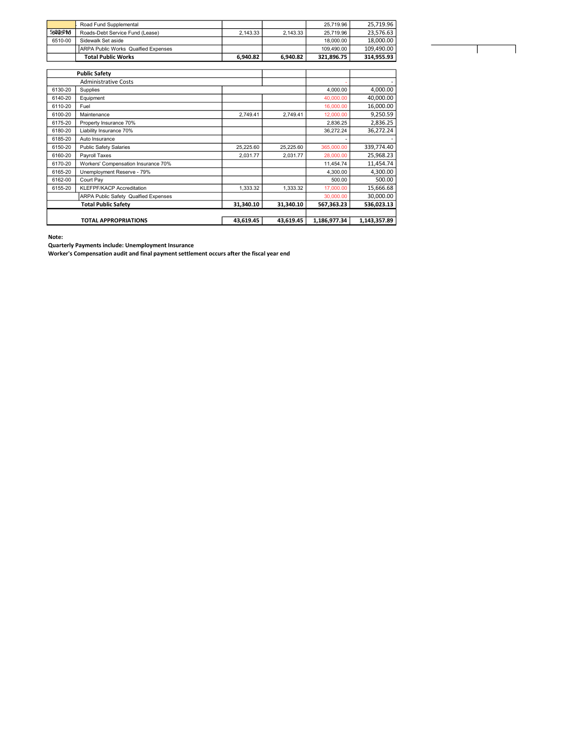| | | | | | |
|---|---|---|---|---|---|
| | Road Fund Supplemental | | | 25,719.96 | 25,719.96 |
| 5002PM | Roads-Debt Service Fund (Lease) | 2,143.33 | 2,143.33 | 25,719.96 | 23,576.63 |
| 6510-00 | Sidewalk Set aside | | | 18,000.00 | 18,000.00 |
| | ARPA Public Works Qualfied Expenses | | | 109,490.00 | 109,490.00 |
| | **Total Public Works** | **6,940.82** | **6,940.82** | **321,896.75** | **314,955.93** |

| | | | | | |
|---|---|---|---|---|---|
| | **Public Safety** | | | | |
| | Administrative Costs | | | - | - |
| 6130-20 | Supplies | | | 4,000.00 | 4,000.00 |
| 6140-20 | Equipment | | | 40,000.00 | 40,000.00 |
| 6110-20 | Fuel | | | 16,000.00 | 16,000.00 |
| 6100-20 | Maintenance | 2,749.41 | 2,749.41 | 12,000.00 | 9,250.59 |
| 6175-20 | Property Insurance 70% | | | 2,836.25 | 2,836.25 |
| 6180-20 | Liability Insurance 70% | | | 36,272.24 | 36,272.24 |
| 6185-20 | Auto Insurance | | | - | - |
| 6150-20 | Public Safety Salaries | 25,225.60 | 25,225.60 | 365,000.00 | 339,774.40 |
| 6160-20 | Payroll Taxes | 2,031.77 | 2,031.77 | 28,000.00 | 25,968.23 |
| 6170-20 | Workers' Compensation Insurance 70% | | | 11,454.74 | 11,454.74 |
| 6165-20 | Unemployment Reserve - 79% | | | 4,300.00 | 4,300.00 |
| 6162-00 | Court Pay | | | 500.00 | 500.00 |
| 6155-20 | KLEFPF/KACP Accreditation | 1,333.32 | 1,333.32 | 17,000.00 | 15,666.68 |
| | ARPA Public Safety Qualfied Expenses | | | 30,000.00 | 30,000.00 |
| | **Total Public Safety** | **31,340.10** | **31,340.10** | **567,363.23** | **536,023.13** |
| | | | | | |
| | **TOTAL APPROPRIATIONS** | **43,619.45** | **43,619.45** | **1,186,977.34** | **1,143,357.89** |

**Note:**

**Quarterly Payments include: Unemployment Insurance**

**Worker's Compensation audit and final payment settlement occurs after the fiscal year end**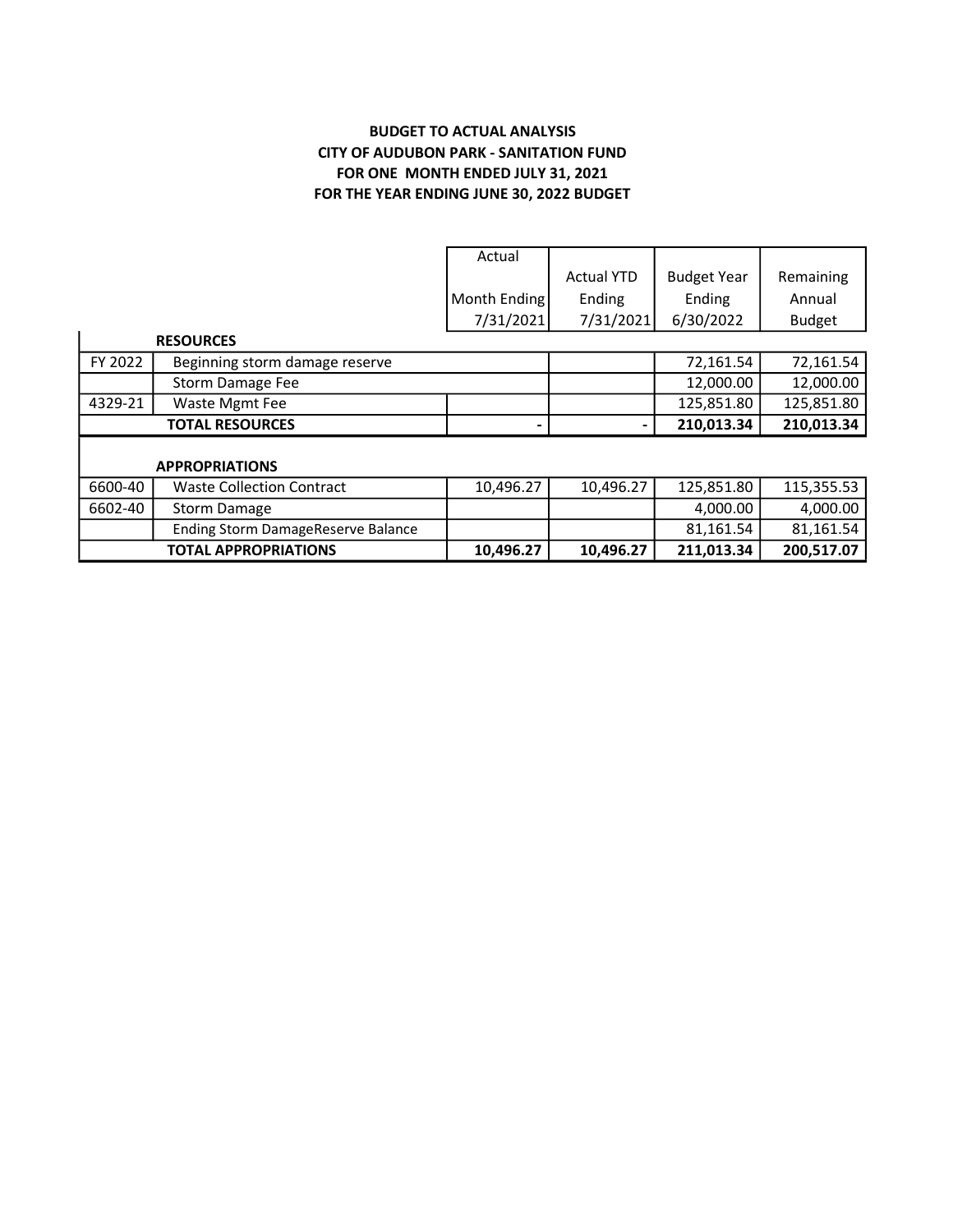**BUDGET TO ACTUAL ANALYSIS**
**CITY OF AUDUBON PARK - SANITATION FUND**
**FOR ONE MONTH ENDED JULY 31, 2021**
**FOR THE YEAR ENDING JUNE 30, 2022 BUDGET**

| | | Actual Month Ending 7/31/2021 | Actual YTD Ending 7/31/2021 | Budget Year Ending 6/30/2022 | Remaining Annual Budget |
|---|---|---|---|---|---|
| | **RESOURCES** | | | | |
| FY 2022 | Beginning storm damage reserve | | | 72,161.54 | 72,161.54 |
| | Storm Damage Fee | | | 12,000.00 | 12,000.00 |
| 4329-21 | Waste Mgmt Fee | | | 125,851.80 | 125,851.80 |
| | **TOTAL RESOURCES** | **-** | **-** | **210,013.34** | **210,013.34** |
| | **APPROPRIATIONS** | | | | |
| 6600-40 | Waste Collection Contract | 10,496.27 | 10,496.27 | 125,851.80 | 115,355.53 |
| 6602-40 | Storm Damage | | | 4,000.00 | 4,000.00 |
| | Ending Storm DamageReserve Balance | | | 81,161.54 | 81,161.54 |
| | **TOTAL APPROPRIATIONS** | **10,496.27** | **10,496.27** | **211,013.34** | **200,517.07** |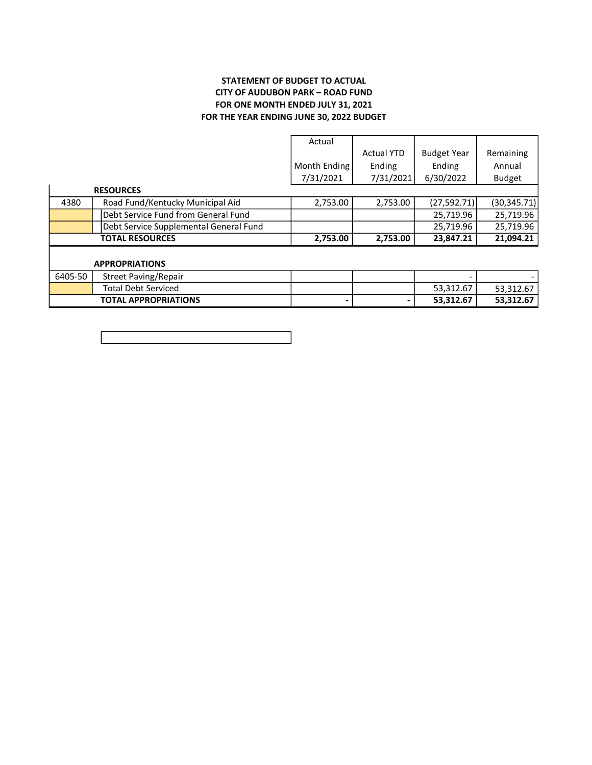**STATEMENT OF BUDGET TO ACTUAL**
**CITY OF AUDUBON PARK – ROAD FUND**
**FOR ONE MONTH ENDED JULY 31, 2021**
**FOR THE YEAR ENDING JUNE 30, 2022 BUDGET**

| | | Actual Month Ending 7/31/2021 | Actual YTD Ending 7/31/2021 | Budget Year Ending 6/30/2022 | Remaining Annual Budget |
|---|---|---|---|---|---|
| | **RESOURCES** | | | | |
| 4380 | Road Fund/Kentucky Municipal Aid | 2,753.00 | 2,753.00 | (27,592.71) | (30,345.71) |
| | Debt Service Fund from General Fund | | | 25,719.96 | 25,719.96 |
| | Debt Service Supplemental General Fund | | | 25,719.96 | 25,719.96 |
| | **TOTAL RESOURCES** | **2,753.00** | **2,753.00** | **23,847.21** | **21,094.21** |
| | | | | | |
| | **APPROPRIATIONS** | | | | |
| 6405-50 | Street Paving/Repair | | | - | - |
| | Total Debt Serviced | | | 53,312.67 | 53,312.67 |
| | **TOTAL APPROPRIATIONS** | **-** | **-** | **53,312.67** | **53,312.67** |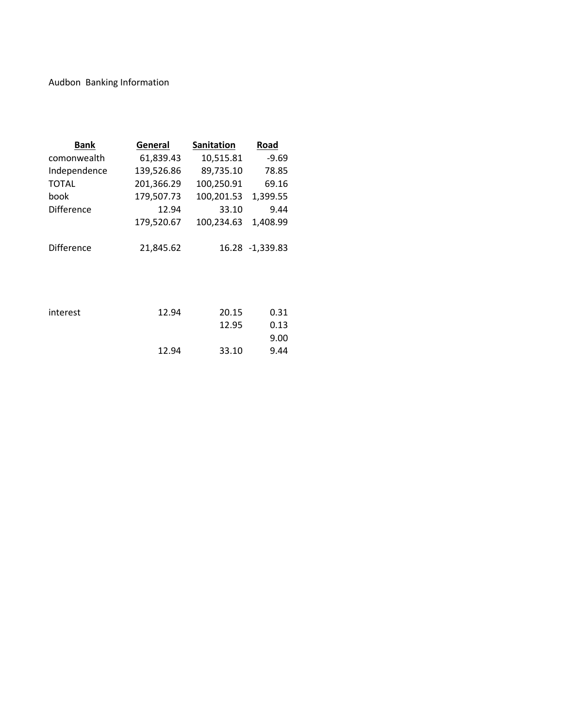Audbon Banking Information

| Bank | General | Sanitation | Road |
|---|---|---|---|
| comonwealth | 61,839.43 | 10,515.81 | -9.69 |
| Independence | 139,526.86 | 89,735.10 | 78.85 |
| TOTAL | 201,366.29 | 100,250.91 | 69.16 |
| book | 179,507.73 | 100,201.53 | 1,399.55 |
| Difference | 12.94 | 33.10 | 9.44 |
| | 179,520.67 | 100,234.63 | 1,408.99 |
| | | | |
| Difference | 21,845.62 | 16.28 | -1,339.83 |
| | | | |
| interest | 12.94 | 20.15 | 0.31 |
| | | 12.95 | 0.13 |
| | | | 9.00 |
| | 12.94 | 33.10 | 9.44 |